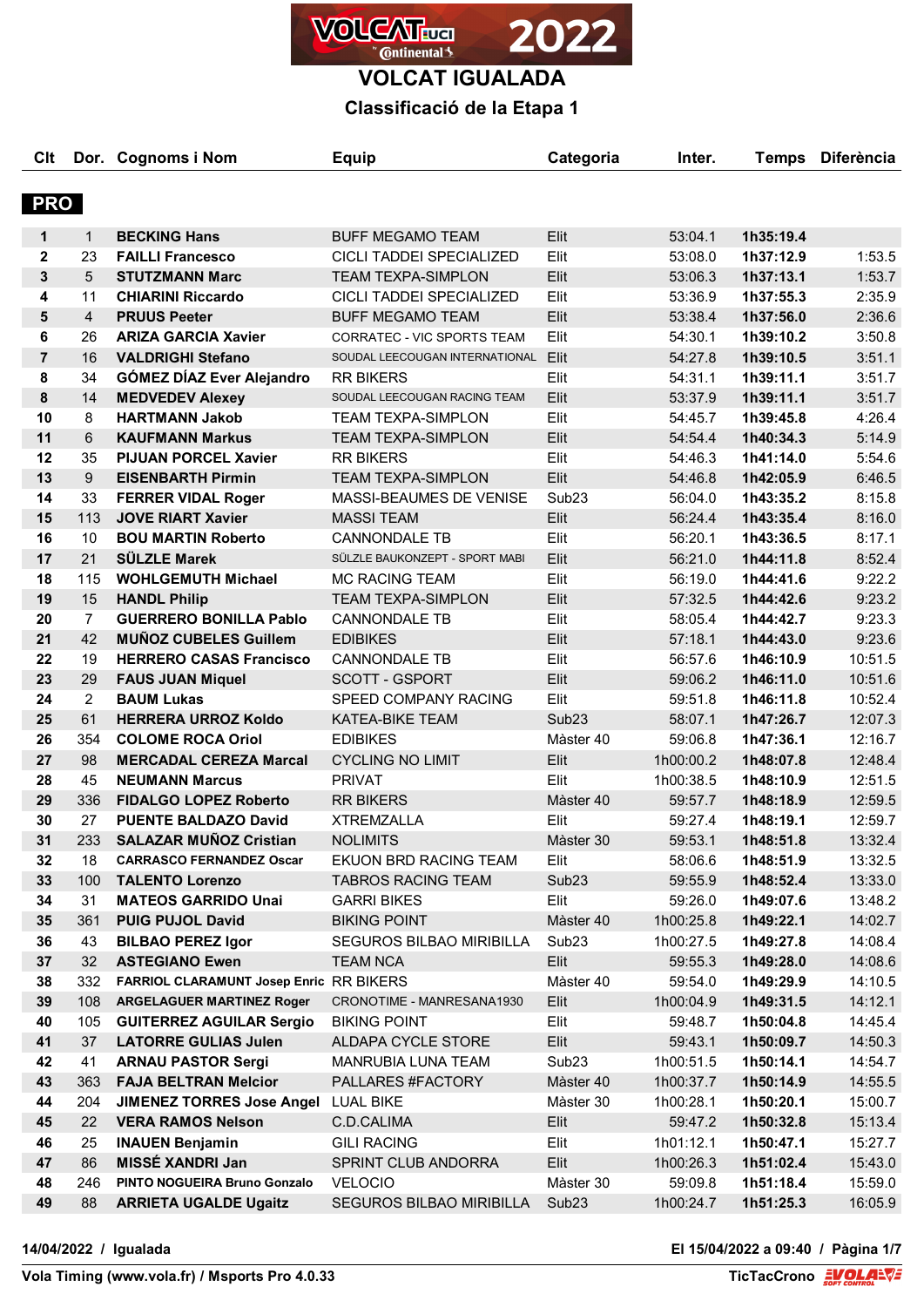# VOLCAT IGUALADA

## Classificació de la Etapa 1

### PRO

| Clt | Dor. | Cognoms i Nom | Equip | Categoria | Inter. | Temps | Diferència |
|---|---|---|---|---|---|---|---|
| 1 | 1 | **BECKING Hans** | BUFF MEGAMO TEAM | Elit | 53:04.1 | **1h35:19.4** | |
| 2 | 23 | **FAILLI Francesco** | CICLI TADDEI SPECIALIZED | Elit | 53:08.0 | **1h37:12.9** | 1:53.5 |
| 3 | 5 | **STUTZMANN Marc** | TEAM TEXPA-SIMPLON | Elit | 53:06.3 | **1h37:13.1** | 1:53.7 |
| 4 | 11 | **CHIARINI Riccardo** | CICLI TADDEI SPECIALIZED | Elit | 53:36.9 | **1h37:55.3** | 2:35.9 |
| 5 | 4 | **PRUUS Peeter** | BUFF MEGAMO TEAM | Elit | 53:38.4 | **1h37:56.0** | 2:36.6 |
| 6 | 26 | **ARIZA GARCIA Xavier** | CORRATEC - VIC SPORTS TEAM | Elit | 54:30.1 | **1h39:10.2** | 3:50.8 |
| 7 | 16 | **VALDRIGHI Stefano** | SOUDAL LEECOUGAN INTERNATIONAL | Elit | 54:27.8 | **1h39:10.5** | 3:51.1 |
| 8 | 34 | **GÓMEZ DÍAZ Ever Alejandro** | RR BIKERS | Elit | 54:31.1 | **1h39:11.1** | 3:51.7 |
| 8 | 14 | **MEDVEDEV Alexey** | SOUDAL LEECOUGAN RACING TEAM | Elit | 53:37.9 | **1h39:11.1** | 3:51.7 |
| 10 | 8 | **HARTMANN Jakob** | TEAM TEXPA-SIMPLON | Elit | 54:45.7 | **1h39:45.8** | 4:26.4 |
| 11 | 6 | **KAUFMANN Markus** | TEAM TEXPA-SIMPLON | Elit | 54:54.4 | **1h40:34.3** | 5:14.9 |
| 12 | 35 | **PIJUAN PORCEL Xavier** | RR BIKERS | Elit | 54:46.3 | **1h41:14.0** | 5:54.6 |
| 13 | 9 | **EISENBARTH Pirmin** | TEAM TEXPA-SIMPLON | Elit | 54:46.8 | **1h42:05.9** | 6:46.5 |
| 14 | 33 | **FERRER VIDAL Roger** | MASSI-BEAUMES DE VENISE | Sub23 | 56:04.0 | **1h43:35.2** | 8:15.8 |
| 15 | 113 | **JOVE RIART Xavier** | MASSI TEAM | Elit | 56:24.4 | **1h43:35.4** | 8:16.0 |
| 16 | 10 | **BOU MARTIN Roberto** | CANNONDALE TB | Elit | 56:20.1 | **1h43:36.5** | 8:17.1 |
| 17 | 21 | **SÜLZLE Marek** | SÜLZLE BAUKONZEPT - SPORT MABI | Elit | 56:21.0 | **1h44:11.8** | 8:52.4 |
| 18 | 115 | **WOHLGEMUTH Michael** | MC RACING TEAM | Elit | 56:19.0 | **1h44:41.6** | 9:22.2 |
| 19 | 15 | **HANDL Philip** | TEAM TEXPA-SIMPLON | Elit | 57:32.5 | **1h44:42.6** | 9:23.2 |
| 20 | 7 | **GUERRERO BONILLA Pablo** | CANNONDALE TB | Elit | 58:05.4 | **1h44:42.7** | 9:23.3 |
| 21 | 42 | **MUÑOZ CUBELES Guillem** | EDIBIKES | Elit | 57:18.1 | **1h44:43.0** | 9:23.6 |
| 22 | 19 | **HERRERO CASAS Francisco** | CANNONDALE TB | Elit | 56:57.6 | **1h46:10.9** | 10:51.5 |
| 23 | 29 | **FAUS JUAN Miquel** | SCOTT - GSPORT | Elit | 59:06.2 | **1h46:11.0** | 10:51.6 |
| 24 | 2 | **BAUM Lukas** | SPEED COMPANY RACING | Elit | 59:51.8 | **1h46:11.8** | 10:52.4 |
| 25 | 61 | **HERRERA URROZ Koldo** | KATEA-BIKE TEAM | Sub23 | 58:07.1 | **1h47:26.7** | 12:07.3 |
| 26 | 354 | **COLOME ROCA Oriol** | EDIBIKES | Màster 40 | 59:06.8 | **1h47:36.1** | 12:16.7 |
| 27 | 98 | **MERCADAL CEREZA Marcal** | CYCLING NO LIMIT | Elit | 1h00:00.2 | **1h48:07.8** | 12:48.4 |
| 28 | 45 | **NEUMANN Marcus** | PRIVAT | Elit | 1h00:38.5 | **1h48:10.9** | 12:51.5 |
| 29 | 336 | **FIDALGO LOPEZ Roberto** | RR BIKERS | Màster 40 | 59:57.7 | **1h48:18.9** | 12:59.5 |
| 30 | 27 | **PUENTE BALDAZO David** | XTREMZALLA | Elit | 59:27.4 | **1h48:19.1** | 12:59.7 |
| 31 | 233 | **SALAZAR MUÑOZ Cristian** | NOLIMITS | Màster 30 | 59:53.1 | **1h48:51.8** | 13:32.4 |
| 32 | 18 | **CARRASCO FERNANDEZ Oscar** | EKUON BRD RACING TEAM | Elit | 58:06.6 | **1h48:51.9** | 13:32.5 |
| 33 | 100 | **TALENTO Lorenzo** | TABROS RACING TEAM | Sub23 | 59:55.9 | **1h48:52.4** | 13:33.0 |
| 34 | 31 | **MATEOS GARRIDO Unai** | GARRI BIKES | Elit | 59:26.0 | **1h49:07.6** | 13:48.2 |
| 35 | 361 | **PUIG PUJOL David** | BIKING POINT | Màster 40 | 1h00:25.8 | **1h49:22.1** | 14:02.7 |
| 36 | 43 | **BILBAO PEREZ Igor** | SEGUROS BILBAO MIRIBILLA | Sub23 | 1h00:27.5 | **1h49:27.8** | 14:08.4 |
| 37 | 32 | **ASTEGIANO Ewen** | TEAM NCA | Elit | 59:55.3 | **1h49:28.0** | 14:08.6 |
| 38 | 332 | **FARRIOL CLARAMUNT Josep Enric** | RR BIKERS | Màster 40 | 59:54.0 | **1h49:29.9** | 14:10.5 |
| 39 | 108 | **ARGELAGUER MARTINEZ Roger** | CRONOTIME - MANRESANA1930 | Elit | 1h00:04.9 | **1h49:31.5** | 14:12.1 |
| 40 | 105 | **GUITERREZ AGUILAR Sergio** | BIKING POINT | Elit | 59:48.7 | **1h50:04.8** | 14:45.4 |
| 41 | 37 | **LATORRE GULIAS Julen** | ALDAPA CYCLE STORE | Elit | 59:43.1 | **1h50:09.7** | 14:50.3 |
| 42 | 41 | **ARNAU PASTOR Sergi** | MANRUBIA LUNA TEAM | Sub23 | 1h00:51.5 | **1h50:14.1** | 14:54.7 |
| 43 | 363 | **FAJA BELTRAN Melcior** | PALLARES #FACTORY | Màster 40 | 1h00:37.7 | **1h50:14.9** | 14:55.5 |
| 44 | 204 | **JIMENEZ TORRES Jose Angel** | LUAL BIKE | Màster 30 | 1h00:28.1 | **1h50:20.1** | 15:00.7 |
| 45 | 22 | **VERA RAMOS Nelson** | C.D.CALIMA | Elit | 59:47.2 | **1h50:32.8** | 15:13.4 |
| 46 | 25 | **INAUEN Benjamin** | GILI RACING | Elit | 1h01:12.1 | **1h50:47.1** | 15:27.7 |
| 47 | 86 | **MISSÉ XANDRI Jan** | SPRINT CLUB ANDORRA | Elit | 1h00:26.3 | **1h51:02.4** | 15:43.0 |
| 48 | 246 | **PINTO NOGUEIRA Bruno Gonzalo** | VELOCIO | Màster 30 | 59:09.8 | **1h51:18.4** | 15:59.0 |
| 49 | 88 | **ARRIETA UGALDE Ugaitz** | SEGUROS BILBAO MIRIBILLA | Sub23 | 1h00:24.7 | **1h51:25.3** | 16:05.9 |

**14/04/2022 / Igualada** — **El 15/04/2022 a 09:40**

**Vola Timing (www.vola.fr) / Msports Pro 4.0.33** — **TicTacCrono**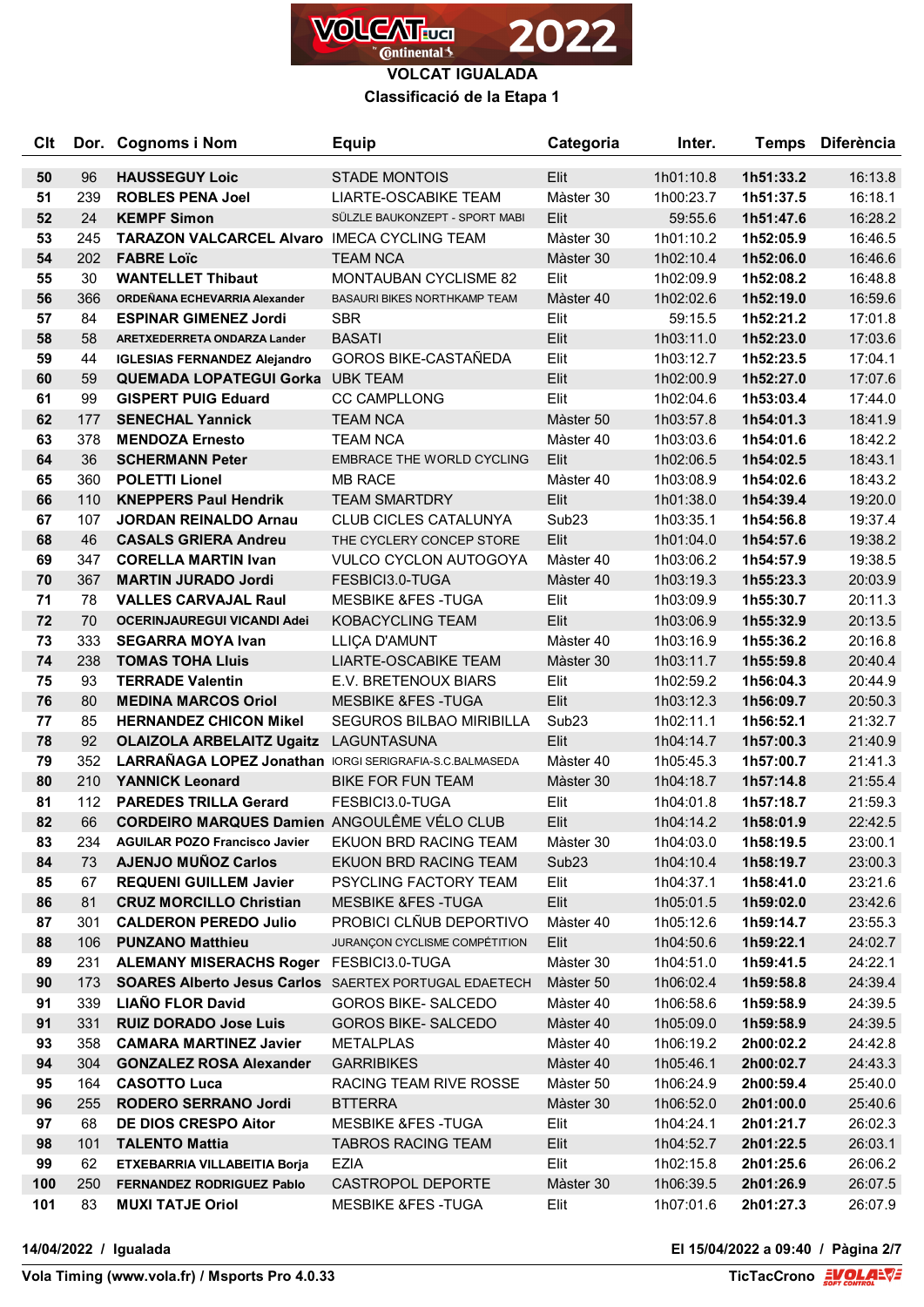**VOLCAT IGUALADA**

**Classificació de la Etapa 1**

| Clt | Dor. | Cognoms i Nom | Equip | Categoria | Inter. | Temps | Diferència |
|---|---|---|---|---|---|---|---|
| 50 | 96 | **HAUSSEGUY Loic** | STADE MONTOIS | Elit | 1h01:10.8 | **1h51:33.2** | 16:13.8 |
| 51 | 239 | **ROBLES PENA Joel** | LIARTE-OSCABIKE TEAM | Màster 30 | 1h00:23.7 | **1h51:37.5** | 16:18.1 |
| 52 | 24 | **KEMPF Simon** | SÜLZLE BAUKONZEPT - SPORT MABI | Elit | 59:55.6 | **1h51:47.6** | 16:28.2 |
| 53 | 245 | **TARAZON VALCARCEL Alvaro** | IMECA CYCLING TEAM | Màster 30 | 1h01:10.2 | **1h52:05.9** | 16:46.5 |
| 54 | 202 | **FABRE Loïc** | TEAM NCA | Màster 30 | 1h02:10.4 | **1h52:06.0** | 16:46.6 |
| 55 | 30 | **WANTELLET Thibaut** | MONTAUBAN CYCLISME 82 | Elit | 1h02:09.9 | **1h52:08.2** | 16:48.8 |
| 56 | 366 | **ORDEÑANA ECHEVARRIA Alexander** | BASAURI BIKES NORTHKAMP TEAM | Màster 40 | 1h02:02.6 | **1h52:19.0** | 16:59.6 |
| 57 | 84 | **ESPINAR GIMENEZ Jordi** | SBR | Elit | 59:15.5 | **1h52:21.2** | 17:01.8 |
| 58 | 58 | **ARETXEDERRETA ONDARZA Lander** | BASATI | Elit | 1h03:11.0 | **1h52:23.0** | 17:03.6 |
| 59 | 44 | **IGLESIAS FERNANDEZ Alejandro** | GOROS BIKE-CASTAÑEDA | Elit | 1h03:12.7 | **1h52:23.5** | 17:04.1 |
| 60 | 59 | **QUEMADA LOPATEGUI Gorka** | UBK TEAM | Elit | 1h02:00.9 | **1h52:27.0** | 17:07.6 |
| 61 | 99 | **GISPERT PUIG Eduard** | CC CAMPLLONG | Elit | 1h02:04.6 | **1h53:03.4** | 17:44.0 |
| 62 | 177 | **SENECHAL Yannick** | TEAM NCA | Màster 50 | 1h03:57.8 | **1h54:01.3** | 18:41.9 |
| 63 | 378 | **MENDOZA Ernesto** | TEAM NCA | Màster 40 | 1h03:03.6 | **1h54:01.6** | 18:42.2 |
| 64 | 36 | **SCHERMANN Peter** | EMBRACE THE WORLD CYCLING | Elit | 1h02:06.5 | **1h54:02.5** | 18:43.1 |
| 65 | 360 | **POLETTI Lionel** | MB RACE | Màster 40 | 1h03:08.9 | **1h54:02.6** | 18:43.2 |
| 66 | 110 | **KNEPPERS Paul Hendrik** | TEAM SMARTDRY | Elit | 1h01:38.0 | **1h54:39.4** | 19:20.0 |
| 67 | 107 | **JORDAN REINALDO Arnau** | CLUB CICLES CATALUNYA | Sub23 | 1h03:35.1 | **1h54:56.8** | 19:37.4 |
| 68 | 46 | **CASALS GRIERA Andreu** | THE CYCLERY CONCEP STORE | Elit | 1h01:04.0 | **1h54:57.6** | 19:38.2 |
| 69 | 347 | **CORELLA MARTIN Ivan** | VULCO CYCLON AUTOGOYA | Màster 40 | 1h03:06.2 | **1h54:57.9** | 19:38.5 |
| 70 | 367 | **MARTIN JURADO Jordi** | FESBICI3.0-TUGA | Màster 40 | 1h03:19.3 | **1h55:23.3** | 20:03.9 |
| 71 | 78 | **VALLES CARVAJAL Raul** | MESBIKE &FES -TUGA | Elit | 1h03:09.9 | **1h55:30.7** | 20:11.3 |
| 72 | 70 | **OCERINJAUREGUI VICANDI Adei** | KOBACYCLING TEAM | Elit | 1h03:06.9 | **1h55:32.9** | 20:13.5 |
| 73 | 333 | **SEGARRA MOYA Ivan** | LLIÇA D'AMUNT | Màster 40 | 1h03:16.9 | **1h55:36.2** | 20:16.8 |
| 74 | 238 | **TOMAS TOHA Lluis** | LIARTE-OSCABIKE TEAM | Màster 30 | 1h03:11.7 | **1h55:59.8** | 20:40.4 |
| 75 | 93 | **TERRADE Valentin** | E.V. BRETENOUX BIARS | Elit | 1h02:59.2 | **1h56:04.3** | 20:44.9 |
| 76 | 80 | **MEDINA MARCOS Oriol** | MESBIKE &FES -TUGA | Elit | 1h03:12.3 | **1h56:09.7** | 20:50.3 |
| 77 | 85 | **HERNANDEZ CHICON Mikel** | SEGUROS BILBAO MIRIBILLA | Sub23 | 1h02:11.1 | **1h56:52.1** | 21:32.7 |
| 78 | 92 | **OLAIZOLA ARBELAITZ Ugaitz** | LAGUNTASUNA | Elit | 1h04:14.7 | **1h57:00.3** | 21:40.9 |
| 79 | 352 | **LARRAÑAGA LOPEZ Jonathan** | IORGI SERIGRAFIA-S.C.BALMASEDA | Màster 40 | 1h05:45.3 | **1h57:00.7** | 21:41.3 |
| 80 | 210 | **YANNICK Leonard** | BIKE FOR FUN TEAM | Màster 30 | 1h04:18.7 | **1h57:14.8** | 21:55.4 |
| 81 | 112 | **PAREDES TRILLA Gerard** | FESBICI3.0-TUGA | Elit | 1h04:01.8 | **1h57:18.7** | 21:59.3 |
| 82 | 66 | **CORDEIRO MARQUES Damien** | ANGOULÊME VÉLO CLUB | Elit | 1h04:14.2 | **1h58:01.9** | 22:42.5 |
| 83 | 234 | **AGUILAR POZO Francisco Javier** | EKUON BRD RACING TEAM | Màster 30 | 1h04:03.0 | **1h58:19.5** | 23:00.1 |
| 84 | 73 | **AJENJO MUÑOZ Carlos** | EKUON BRD RACING TEAM | Sub23 | 1h04:10.4 | **1h58:19.7** | 23:00.3 |
| 85 | 67 | **REQUENI GUILLEM Javier** | PSYCLING FACTORY TEAM | Elit | 1h04:37.1 | **1h58:41.0** | 23:21.6 |
| 86 | 81 | **CRUZ MORCILLO Christian** | MESBIKE &FES -TUGA | Elit | 1h05:01.5 | **1h59:02.0** | 23:42.6 |
| 87 | 301 | **CALDERON PEREDO Julio** | PROBICI CLÑUB DEPORTIVO | Màster 40 | 1h05:12.6 | **1h59:14.7** | 23:55.3 |
| 88 | 106 | **PUNZANO Matthieu** | JURANÇON CYCLISME COMPÉTITION | Elit | 1h04:50.6 | **1h59:22.1** | 24:02.7 |
| 89 | 231 | **ALEMANY MISERACHS Roger** | FESBICI3.0-TUGA | Màster 30 | 1h04:51.0 | **1h59:41.5** | 24:22.1 |
| 90 | 173 | **SOARES Alberto Jesus Carlos** | SAERTEX PORTUGAL EDAETECH | Màster 50 | 1h06:02.4 | **1h59:58.8** | 24:39.4 |
| 91 | 339 | **LIAÑO FLOR David** | GOROS BIKE- SALCEDO | Màster 40 | 1h06:58.6 | **1h59:58.9** | 24:39.5 |
| 91 | 331 | **RUIZ DORADO Jose Luis** | GOROS BIKE- SALCEDO | Màster 40 | 1h05:09.0 | **1h59:58.9** | 24:39.5 |
| 93 | 358 | **CAMARA MARTINEZ Javier** | METALPLAS | Màster 40 | 1h06:19.2 | **2h00:02.2** | 24:42.8 |
| 94 | 304 | **GONZALEZ ROSA Alexander** | GARRIBIKES | Màster 40 | 1h05:46.1 | **2h00:02.7** | 24:43.3 |
| 95 | 164 | **CASOTTO Luca** | RACING TEAM RIVE ROSSE | Màster 50 | 1h06:24.9 | **2h00:59.4** | 25:40.0 |
| 96 | 255 | **RODERO SERRANO Jordi** | BTTERRA | Màster 30 | 1h06:52.0 | **2h01:00.0** | 25:40.6 |
| 97 | 68 | **DE DIOS CRESPO Aitor** | MESBIKE &FES -TUGA | Elit | 1h04:24.1 | **2h01:21.7** | 26:02.3 |
| 98 | 101 | **TALENTO Mattia** | TABROS RACING TEAM | Elit | 1h04:52.7 | **2h01:22.5** | 26:03.1 |
| 99 | 62 | **ETXEBARRIA VILLABEITIA Borja** | EZIA | Elit | 1h02:15.8 | **2h01:25.6** | 26:06.2 |
| 100 | 250 | **FERNANDEZ RODRIGUEZ Pablo** | CASTROPOL DEPORTE | Màster 30 | 1h06:39.5 | **2h01:26.9** | 26:07.5 |
| 101 | 83 | **MUXI TATJE Oriol** | MESBIKE &FES -TUGA | Elit | 1h07:01.6 | **2h01:27.3** | 26:07.9 |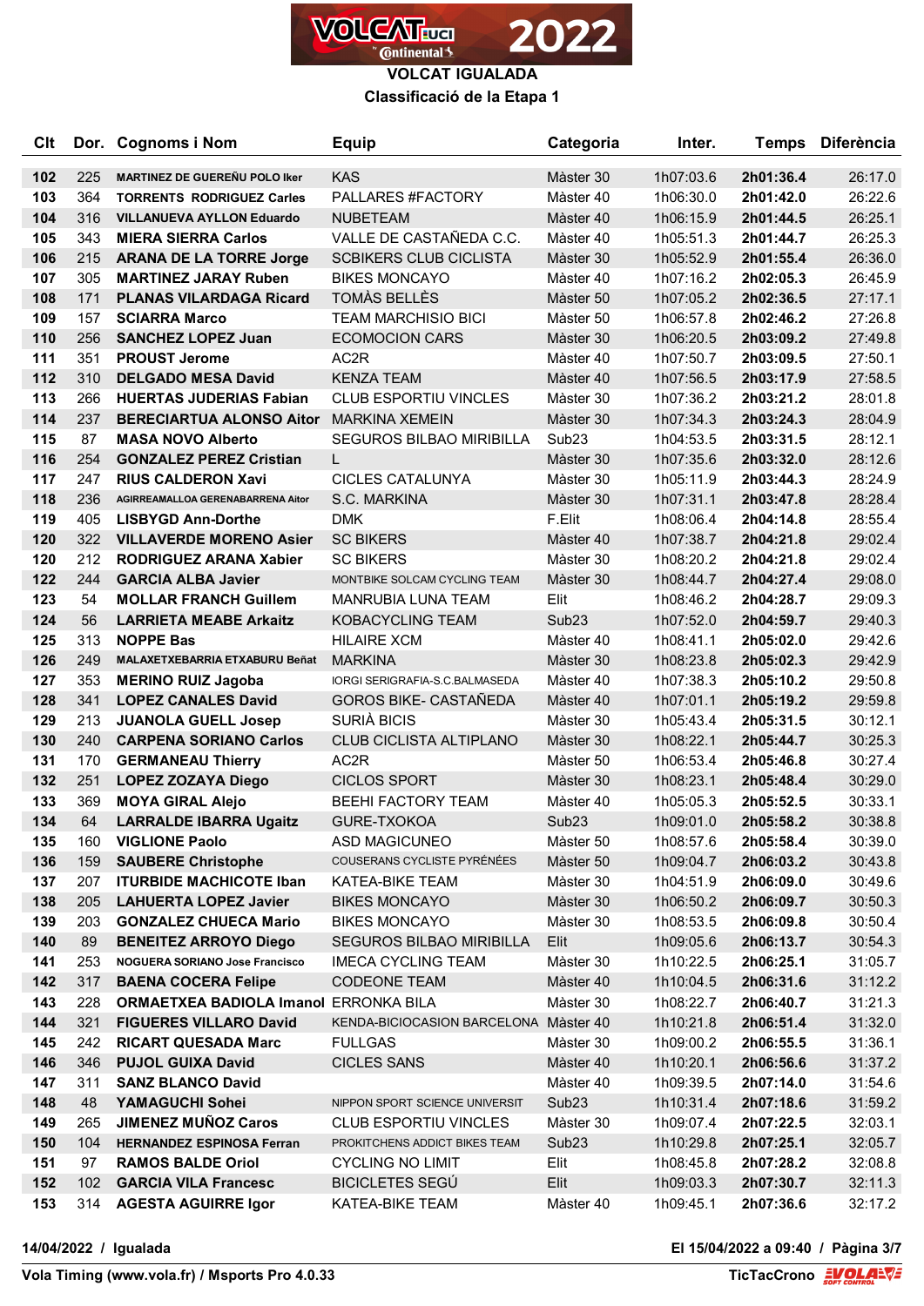# VOLCAT IGUALADA

## Classificació de la Etapa 1

| Clt | Dor. | Cognoms i Nom | Equip | Categoria | Inter. | Temps | Diferència |
|---|---|---|---|---|---|---|---|
| 102 | 225 | MARTINEZ DE GUEREÑU POLO Iker | KAS | Màster 30 | 1h07:03.6 | **2h01:36.4** | 26:17.0 |
| 103 | 364 | TORRENTS RODRIGUEZ Carles | PALLARES #FACTORY | Màster 40 | 1h06:30.0 | **2h01:42.0** | 26:22.6 |
| 104 | 316 | VILLANUEVA AYLLON Eduardo | NUBETEAM | Màster 40 | 1h06:15.9 | **2h01:44.5** | 26:25.1 |
| 105 | 343 | MIERA SIERRA Carlos | VALLE DE CASTAÑEDA C.C. | Màster 40 | 1h05:51.3 | **2h01:44.7** | 26:25.3 |
| 106 | 215 | ARANA DE LA TORRE Jorge | SCBIKERS CLUB CICLISTA | Màster 30 | 1h05:52.9 | **2h01:55.4** | 26:36.0 |
| 107 | 305 | MARTINEZ JARAY Ruben | BIKES MONCAYO | Màster 40 | 1h07:16.2 | **2h02:05.3** | 26:45.9 |
| 108 | 171 | PLANAS VILARDAGA Ricard | TOMÀS BELLÈS | Màster 50 | 1h07:05.2 | **2h02:36.5** | 27:17.1 |
| 109 | 157 | SCIARRA Marco | TEAM MARCHISIO BICI | Màster 50 | 1h06:57.8 | **2h02:46.2** | 27:26.8 |
| 110 | 256 | SANCHEZ LOPEZ Juan | ECOMOCION CARS | Màster 30 | 1h06:20.5 | **2h03:09.2** | 27:49.8 |
| 111 | 351 | PROUST Jerome | AC2R | Màster 40 | 1h07:50.7 | **2h03:09.5** | 27:50.1 |
| 112 | 310 | DELGADO MESA David | KENZA TEAM | Màster 40 | 1h07:56.5 | **2h03:17.9** | 27:58.5 |
| 113 | 266 | HUERTAS JUDERIAS Fabian | CLUB ESPORTIU VINCLES | Màster 30 | 1h07:36.2 | **2h03:21.2** | 28:01.8 |
| 114 | 237 | BERECIARTUA ALONSO Aitor | MARKINA XEMEIN | Màster 30 | 1h07:34.3 | **2h03:24.3** | 28:04.9 |
| 115 | 87 | MASA NOVO Alberto | SEGUROS BILBAO MIRIBILLA | Sub23 | 1h04:53.5 | **2h03:31.5** | 28:12.1 |
| 116 | 254 | GONZALEZ PEREZ Cristian | L | Màster 30 | 1h07:35.6 | **2h03:32.0** | 28:12.6 |
| 117 | 247 | RIUS CALDERON Xavi | CICLES CATALUNYA | Màster 30 | 1h05:11.9 | **2h03:44.3** | 28:24.9 |
| 118 | 236 | AGIRREAMALLOA GERENABARRENA Aitor | S.C. MARKINA | Màster 30 | 1h07:31.1 | **2h03:47.8** | 28:28.4 |
| 119 | 405 | LISBYGD Ann-Dorthe | DMK | F.Elit | 1h08:06.4 | **2h04:14.8** | 28:55.4 |
| 120 | 322 | VILLAVERDE MORENO Asier | SC BIKERS | Màster 40 | 1h07:38.7 | **2h04:21.8** | 29:02.4 |
| 120 | 212 | RODRIGUEZ ARANA Xabier | SC BIKERS | Màster 30 | 1h08:20.2 | **2h04:21.8** | 29:02.4 |
| 122 | 244 | GARCIA ALBA Javier | MONTBIKE SOLCAM CYCLING TEAM | Màster 30 | 1h08:44.7 | **2h04:27.4** | 29:08.0 |
| 123 | 54 | MOLLAR FRANCH Guillem | MANRUBIA LUNA TEAM | Elit | 1h08:46.2 | **2h04:28.7** | 29:09.3 |
| 124 | 56 | LARRIETA MEABE Arkaitz | KOBACYCLING TEAM | Sub23 | 1h07:52.0 | **2h04:59.7** | 29:40.3 |
| 125 | 313 | NOPPE Bas | HILAIRE XCM | Màster 40 | 1h08:41.1 | **2h05:02.0** | 29:42.6 |
| 126 | 249 | MALAXETXEBARRIA ETXABURU Beñat | MARKINA | Màster 30 | 1h08:23.8 | **2h05:02.3** | 29:42.9 |
| 127 | 353 | MERINO RUIZ Jagoba | IORGI SERIGRAFIA-S.C.BALMASEDA | Màster 40 | 1h07:38.3 | **2h05:10.2** | 29:50.8 |
| 128 | 341 | LOPEZ CANALES David | GOROS BIKE- CASTAÑEDA | Màster 40 | 1h07:01.1 | **2h05:19.2** | 29:59.8 |
| 129 | 213 | JUANOLA GUELL Josep | SURIÀ BICIS | Màster 30 | 1h05:43.4 | **2h05:31.5** | 30:12.1 |
| 130 | 240 | CARPENA SORIANO Carlos | CLUB CICLISTA ALTIPLANO | Màster 30 | 1h08:22.1 | **2h05:44.7** | 30:25.3 |
| 131 | 170 | GERMANEAU Thierry | AC2R | Màster 50 | 1h06:53.4 | **2h05:46.8** | 30:27.4 |
| 132 | 251 | LOPEZ ZOZAYA Diego | CICLOS SPORT | Màster 30 | 1h08:23.1 | **2h05:48.4** | 30:29.0 |
| 133 | 369 | MOYA GIRAL Alejo | BEEHI FACTORY TEAM | Màster 40 | 1h05:05.3 | **2h05:52.5** | 30:33.1 |
| 134 | 64 | LARRALDE IBARRA Ugaitz | GURE-TXOKOA | Sub23 | 1h09:01.0 | **2h05:58.2** | 30:38.8 |
| 135 | 160 | VIGLIONE Paolo | ASD MAGICUNEO | Màster 50 | 1h08:57.6 | **2h05:58.4** | 30:39.0 |
| 136 | 159 | SAUBERE Christophe | COUSERANS CYCLISTE PYRÉNÉES | Màster 50 | 1h09:04.7 | **2h06:03.2** | 30:43.8 |
| 137 | 207 | ITURBIDE MACHICOTE Iban | KATEA-BIKE TEAM | Màster 30 | 1h04:51.9 | **2h06:09.0** | 30:49.6 |
| 138 | 205 | LAHUERTA LOPEZ Javier | BIKES MONCAYO | Màster 30 | 1h06:50.2 | **2h06:09.7** | 30:50.3 |
| 139 | 203 | GONZALEZ CHUECA Mario | BIKES MONCAYO | Màster 30 | 1h08:53.5 | **2h06:09.8** | 30:50.4 |
| 140 | 89 | BENEITEZ ARROYO Diego | SEGUROS BILBAO MIRIBILLA | Elit | 1h09:05.6 | **2h06:13.7** | 30:54.3 |
| 141 | 253 | NOGUERA SORIANO Jose Francisco | IMECA CYCLING TEAM | Màster 30 | 1h10:22.5 | **2h06:25.1** | 31:05.7 |
| 142 | 317 | BAENA COCERA Felipe | CODEONE TEAM | Màster 40 | 1h10:04.5 | **2h06:31.6** | 31:12.2 |
| 143 | 228 | ORMAETXEA BADIOLA Imanol | ERRONKA BILA | Màster 30 | 1h08:22.7 | **2h06:40.7** | 31:21.3 |
| 144 | 321 | FIGUERES VILLARO David | KENDA-BICIOCASION BARCELONA | Màster 40 | 1h10:21.8 | **2h06:51.4** | 31:32.0 |
| 145 | 242 | RICART QUESADA Marc | FULLGAS | Màster 30 | 1h09:00.2 | **2h06:55.5** | 31:36.1 |
| 146 | 346 | PUJOL GUIXA David | CICLES SANS | Màster 40 | 1h10:20.1 | **2h06:56.6** | 31:37.2 |
| 147 | 311 | SANZ BLANCO David |  | Màster 40 | 1h09:39.5 | **2h07:14.0** | 31:54.6 |
| 148 | 48 | YAMAGUCHI Sohei | NIPPON SPORT SCIENCE UNIVERSIT | Sub23 | 1h10:31.4 | **2h07:18.6** | 31:59.2 |
| 149 | 265 | JIMENEZ MUÑOZ Caros | CLUB ESPORTIU VINCLES | Màster 30 | 1h09:07.4 | **2h07:22.5** | 32:03.1 |
| 150 | 104 | HERNANDEZ ESPINOSA Ferran | PROKITCHENS ADDICT BIKES TEAM | Sub23 | 1h10:29.8 | **2h07:25.1** | 32:05.7 |
| 151 | 97 | RAMOS BALDE Oriol | CYCLING NO LIMIT | Elit | 1h08:45.8 | **2h07:28.2** | 32:08.8 |
| 152 | 102 | GARCIA VILA Francesc | BICICLETES SEGÚ | Elit | 1h09:03.3 | **2h07:30.7** | 32:11.3 |
| 153 | 314 | AGESTA AGUIRRE Igor | KATEA-BIKE TEAM | Màster 40 | 1h09:45.1 | **2h07:36.6** | 32:17.2 |

14/04/2022 / Igualada — El 15/04/2022 a 09:40

Vola Timing (www.vola.fr) / Msports Pro 4.0.33 — TicTacCrono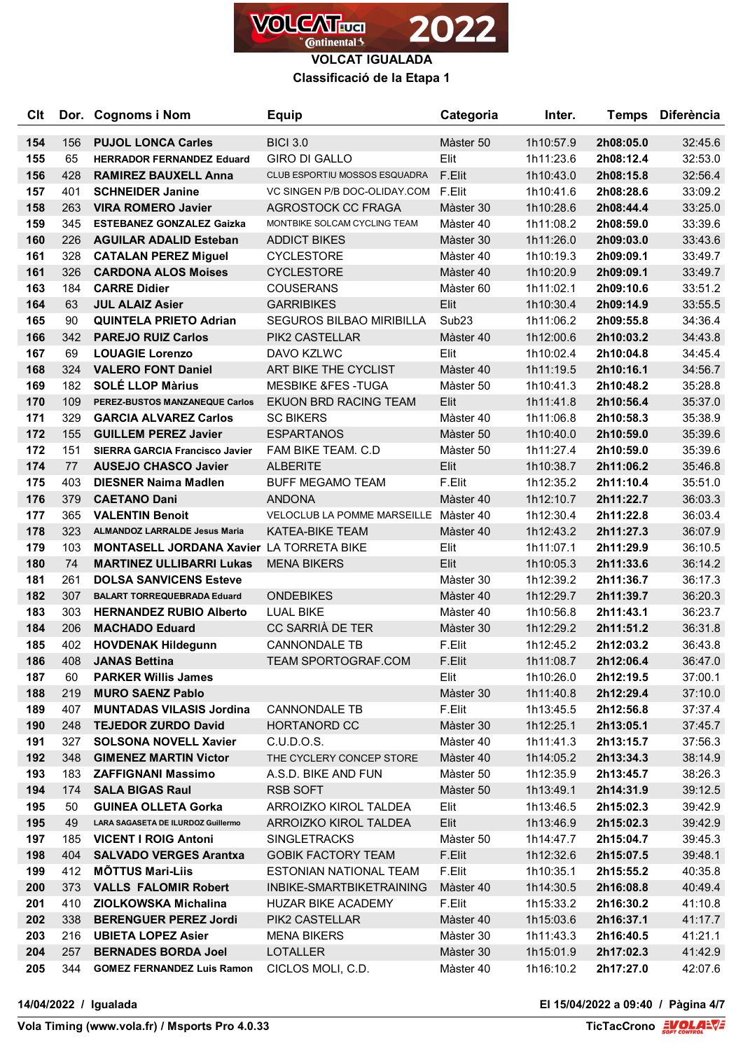# VOLCAT IGUALADA

## Classificació de la Etapa 1

| Clt | Dor. | Cognoms i Nom | Equip | Categoria | Inter. | Temps | Diferència |
|---|---|---|---|---|---|---|---|
| 154 | 156 | PUJOL LONCA Carles | BICI 3.0 | Màster 50 | 1h10:57.9 | 2h08:05.0 | 32:45.6 |
| 155 | 65 | HERRADOR FERNANDEZ Eduard | GIRO DI GALLO | Elit | 1h11:23.6 | 2h08:12.4 | 32:53.0 |
| 156 | 428 | RAMIREZ BAUXELL Anna | CLUB ESPORTIU MOSSOS ESQUADRA | F.Elit | 1h10:43.0 | 2h08:15.8 | 32:56.4 |
| 157 | 401 | SCHNEIDER Janine | VC SINGEN P/B DOC-OLIDAY.COM | F.Elit | 1h10:41.6 | 2h08:28.6 | 33:09.2 |
| 158 | 263 | VIRA ROMERO Javier | AGROSTOCK CC FRAGA | Màster 30 | 1h10:28.6 | 2h08:44.4 | 33:25.0 |
| 159 | 345 | ESTEBANEZ GONZALEZ Gaizka | MONTBIKE SOLCAM CYCLING TEAM | Màster 40 | 1h11:08.2 | 2h08:59.0 | 33:39.6 |
| 160 | 226 | AGUILAR ADALID Esteban | ADDICT BIKES | Màster 30 | 1h11:26.0 | 2h09:03.0 | 33:43.6 |
| 161 | 328 | CATALAN PEREZ Miguel | CYCLESTORE | Màster 40 | 1h10:19.3 | 2h09:09.1 | 33:49.7 |
| 161 | 326 | CARDONA ALOS Moises | CYCLESTORE | Màster 40 | 1h10:20.9 | 2h09:09.1 | 33:49.7 |
| 163 | 184 | CARRE Didier | COUSERANS | Màster 60 | 1h11:02.1 | 2h09:10.6 | 33:51.2 |
| 164 | 63 | JUL ALAIZ Asier | GARRIBIKES | Elit | 1h10:30.4 | 2h09:14.9 | 33:55.5 |
| 165 | 90 | QUINTELA PRIETO Adrian | SEGUROS BILBAO MIRIBILLA | Sub23 | 1h11:06.2 | 2h09:55.8 | 34:36.4 |
| 166 | 342 | PAREJO RUIZ Carlos | PIK2 CASTELLAR | Màster 40 | 1h12:00.6 | 2h10:03.2 | 34:43.8 |
| 167 | 69 | LOUAGIE Lorenzo | DAVO KZLWC | Elit | 1h10:02.4 | 2h10:04.8 | 34:45.4 |
| 168 | 324 | VALERO FONT Daniel | ART BIKE THE CYCLIST | Màster 40 | 1h11:19.5 | 2h10:16.1 | 34:56.7 |
| 169 | 182 | SOLÉ LLOP Màrius | MESBIKE &FES -TUGA | Màster 50 | 1h10:41.3 | 2h10:48.2 | 35:28.8 |
| 170 | 109 | PEREZ-BUSTOS MANZANEQUE Carlos | EKUON BRD RACING TEAM | Elit | 1h11:41.8 | 2h10:56.4 | 35:37.0 |
| 171 | 329 | GARCIA ALVAREZ Carlos | SC BIKERS | Màster 40 | 1h11:06.8 | 2h10:58.3 | 35:38.9 |
| 172 | 155 | GUILLEM PEREZ Javier | ESPARTANOS | Màster 50 | 1h10:40.0 | 2h10:59.0 | 35:39.6 |
| 172 | 151 | SIERRA GARCIA Francisco Javier | FAM BIKE TEAM. C.D | Màster 50 | 1h11:27.4 | 2h10:59.0 | 35:39.6 |
| 174 | 77 | AUSEJO CHASCO Javier | ALBERITE | Elit | 1h10:38.7 | 2h11:06.2 | 35:46.8 |
| 175 | 403 | DIESNER Naima Madlen | BUFF MEGAMO TEAM | F.Elit | 1h12:35.2 | 2h11:10.4 | 35:51.0 |
| 176 | 379 | CAETANO Dani | ANDONA | Màster 40 | 1h12:10.7 | 2h11:22.7 | 36:03.3 |
| 177 | 365 | VALENTIN Benoit | VELOCLUB LA POMME MARSEILLE | Màster 40 | 1h12:30.4 | 2h11:22.8 | 36:03.4 |
| 178 | 323 | ALMANDOZ LARRALDE Jesus Maria | KATEA-BIKE TEAM | Màster 40 | 1h12:43.2 | 2h11:27.3 | 36:07.9 |
| 179 | 103 | MONTASELL JORDANA Xavier | LA TORRETA BIKE | Elit | 1h11:07.1 | 2h11:29.9 | 36:10.5 |
| 180 | 74 | MARTINEZ ULLIBARRI Lukas | MENA BIKERS | Elit | 1h10:05.3 | 2h11:33.6 | 36:14.2 |
| 181 | 261 | DOLSA SANVICENS Esteve | | Màster 30 | 1h12:39.2 | 2h11:36.7 | 36:17.3 |
| 182 | 307 | BALART TORREQUEBRADA Eduard | ONDEBIKES | Màster 40 | 1h12:29.7 | 2h11:39.7 | 36:20.3 |
| 183 | 303 | HERNANDEZ RUBIO Alberto | LUAL BIKE | Màster 40 | 1h10:56.8 | 2h11:43.1 | 36:23.7 |
| 184 | 206 | MACHADO Eduard | CC SARRIÀ DE TER | Màster 30 | 1h12:29.2 | 2h11:51.2 | 36:31.8 |
| 185 | 402 | HOVDENAK Hildegunn | CANNONDALE TB | F.Elit | 1h12:45.2 | 2h12:03.2 | 36:43.8 |
| 186 | 408 | JANAS Bettina | TEAM SPORTOGRAF.COM | F.Elit | 1h11:08.7 | 2h12:06.4 | 36:47.0 |
| 187 | 60 | PARKER Willis James | | Elit | 1h10:26.0 | 2h12:19.5 | 37:00.1 |
| 188 | 219 | MURO SAENZ Pablo | | Màster 30 | 1h11:40.8 | 2h12:29.4 | 37:10.0 |
| 189 | 407 | MUNTADAS VILASIS Jordina | CANNONDALE TB | F.Elit | 1h13:45.5 | 2h12:56.8 | 37:37.4 |
| 190 | 248 | TEJEDOR ZURDO David | HORTANORD CC | Màster 30 | 1h12:25.1 | 2h13:05.1 | 37:45.7 |
| 191 | 327 | SOLSONA NOVELL Xavier | C.U.D.O.S. | Màster 40 | 1h11:41.3 | 2h13:15.7 | 37:56.3 |
| 192 | 348 | GIMENEZ MARTIN Victor | THE CYCLERY CONCEP STORE | Màster 40 | 1h14:05.2 | 2h13:34.3 | 38:14.9 |
| 193 | 183 | ZAFFIGNANI Massimo | A.S.D. BIKE AND FUN | Màster 50 | 1h12:35.9 | 2h13:45.7 | 38:26.3 |
| 194 | 174 | SALA BIGAS Raul | RSB SOFT | Màster 50 | 1h13:49.1 | 2h14:31.9 | 39:12.5 |
| 195 | 50 | GUINEA OLLETA Gorka | ARROIZKO KIROL TALDEA | Elit | 1h13:46.5 | 2h15:02.3 | 39:42.9 |
| 195 | 49 | LARA SAGASETA DE ILURDOZ Guillermo | ARROIZKO KIROL TALDEA | Elit | 1h13:46.9 | 2h15:02.3 | 39:42.9 |
| 197 | 185 | VICENT I ROIG Antoni | SINGLETRACKS | Màster 50 | 1h14:47.7 | 2h15:04.7 | 39:45.3 |
| 198 | 404 | SALVADO VERGES Arantxa | GOBIK FACTORY TEAM | F.Elit | 1h12:32.6 | 2h15:07.5 | 39:48.1 |
| 199 | 412 | MÕTTUS Mari-Liis | ESTONIAN NATIONAL TEAM | F.Elit | 1h10:35.1 | 2h15:55.2 | 40:35.8 |
| 200 | 373 | VALLS FALOMIR Robert | INBIKE-SMARTBIKETRAINING | Màster 40 | 1h14:30.5 | 2h16:08.8 | 40:49.4 |
| 201 | 410 | ZIOLKOWSKA Michalina | HUZAR BIKE ACADEMY | F.Elit | 1h15:33.2 | 2h16:30.2 | 41:10.8 |
| 202 | 338 | BERENGUER PEREZ Jordi | PIK2 CASTELLAR | Màster 40 | 1h15:03.6 | 2h16:37.1 | 41:17.7 |
| 203 | 216 | UBIETA LOPEZ Asier | MENA BIKERS | Màster 30 | 1h11:43.3 | 2h16:40.5 | 41:21.1 |
| 204 | 257 | BERNADES BORDA Joel | LOTALLER | Màster 30 | 1h15:01.9 | 2h17:02.3 | 41:42.9 |
| 205 | 344 | GOMEZ FERNANDEZ Luis Ramon | CICLOS MOLI, C.D. | Màster 40 | 1h16:10.2 | 2h17:27.0 | 42:07.6 |

14/04/2022 / Igualada

El 15/04/2022 a 09:40

Vola Timing (www.vola.fr) / Msports Pro 4.0.33

TicTacCrono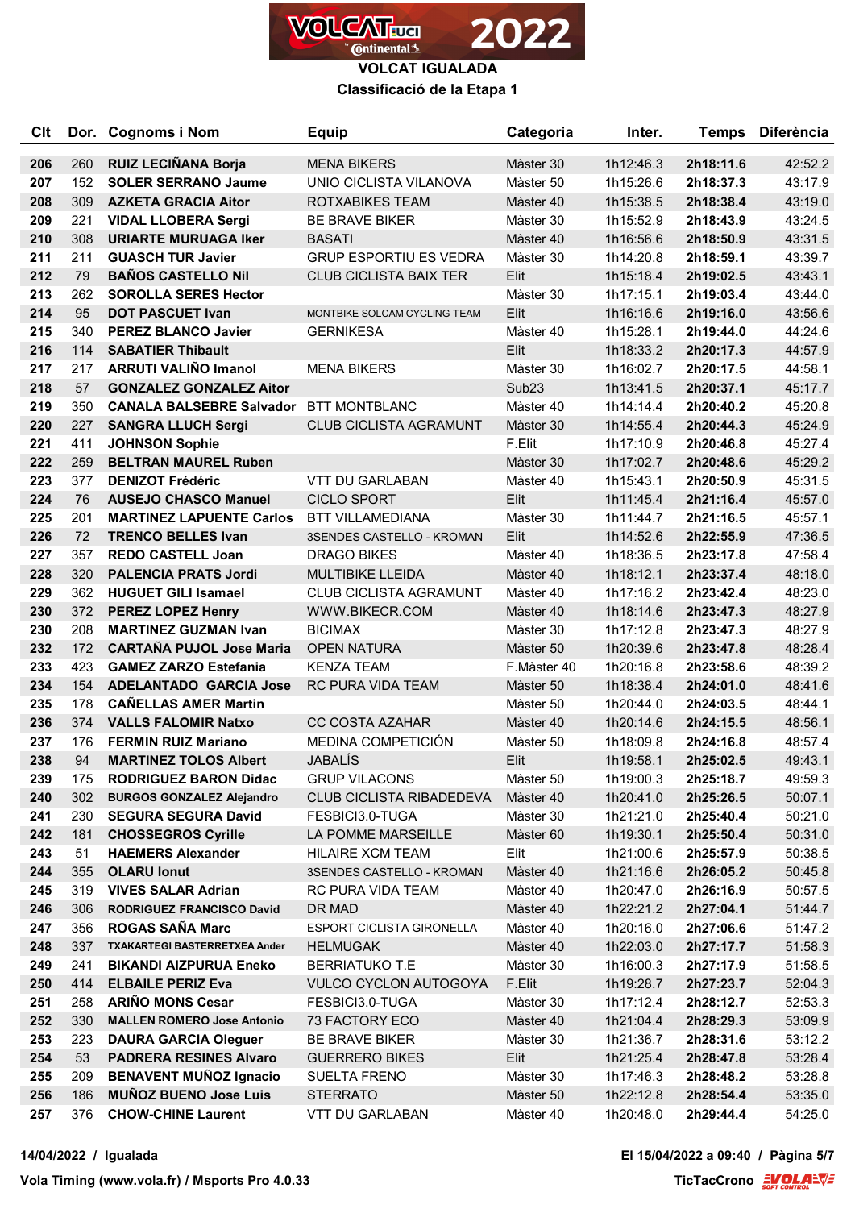# VOLCAT IGUALADA

## Classificació de la Etapa 1

| Clt | Dor. | Cognoms i Nom | Equip | Categoria | Inter. | Temps | Diferència |
|---|---|---|---|---|---|---|---|
| 206 | 260 | **RUIZ LECIÑANA Borja** | MENA BIKERS | Màster 30 | 1h12:46.3 | **2h18:11.6** | 42:52.2 |
| 207 | 152 | **SOLER SERRANO Jaume** | UNIO CICLISTA VILANOVA | Màster 50 | 1h15:26.6 | **2h18:37.3** | 43:17.9 |
| 208 | 309 | **AZKETA GRACIA Aitor** | ROTXABIKES TEAM | Màster 40 | 1h15:38.5 | **2h18:38.4** | 43:19.0 |
| 209 | 221 | **VIDAL LLOBERA Sergi** | BE BRAVE BIKER | Màster 30 | 1h15:52.9 | **2h18:43.9** | 43:24.5 |
| 210 | 308 | **URIARTE MURUAGA Iker** | BASATI | Màster 40 | 1h16:56.6 | **2h18:50.9** | 43:31.5 |
| 211 | 211 | **GUASCH TUR Javier** | GRUP ESPORTIU ES VEDRA | Màster 30 | 1h14:20.8 | **2h18:59.1** | 43:39.7 |
| 212 | 79 | **BAÑOS CASTELLO Nil** | CLUB CICLISTA BAIX TER | Elit | 1h15:18.4 | **2h19:02.5** | 43:43.1 |
| 213 | 262 | **SOROLLA SERES Hector** | | Màster 30 | 1h17:15.1 | **2h19:03.4** | 43:44.0 |
| 214 | 95 | **DOT PASCUET Ivan** | MONTBIKE SOLCAM CYCLING TEAM | Elit | 1h16:16.6 | **2h19:16.0** | 43:56.6 |
| 215 | 340 | **PEREZ BLANCO Javier** | GERNIKESA | Màster 40 | 1h15:28.1 | **2h19:44.0** | 44:24.6 |
| 216 | 114 | **SABATIER Thibault** | | Elit | 1h18:33.2 | **2h20:17.3** | 44:57.9 |
| 217 | 217 | **ARRUTI VALIÑO Imanol** | MENA BIKERS | Màster 30 | 1h16:02.7 | **2h20:17.5** | 44:58.1 |
| 218 | 57 | **GONZALEZ GONZALEZ Aitor** | | Sub23 | 1h13:41.5 | **2h20:37.1** | 45:17.7 |
| 219 | 350 | **CANALA BALSEBRE Salvador** | BTT MONTBLANC | Màster 40 | 1h14:14.4 | **2h20:40.2** | 45:20.8 |
| 220 | 227 | **SANGRA LLUCH Sergi** | CLUB CICLISTA AGRAMUNT | Màster 30 | 1h14:55.4 | **2h20:44.3** | 45:24.9 |
| 221 | 411 | **JOHNSON Sophie** | | F.Elit | 1h17:10.9 | **2h20:46.8** | 45:27.4 |
| 222 | 259 | **BELTRAN MAUREL Ruben** | | Màster 30 | 1h17:02.7 | **2h20:48.6** | 45:29.2 |
| 223 | 377 | **DENIZOT Frédéric** | VTT DU GARLABAN | Màster 40 | 1h15:43.1 | **2h20:50.9** | 45:31.5 |
| 224 | 76 | **AUSEJO CHASCO Manuel** | CICLO SPORT | Elit | 1h11:45.4 | **2h21:16.4** | 45:57.0 |
| 225 | 201 | **MARTINEZ LAPUENTE Carlos** | BTT VILLAMEDIANA | Màster 30 | 1h11:44.7 | **2h21:16.5** | 45:57.1 |
| 226 | 72 | **TRENCO BELLES Ivan** | 3SENDES CASTELLO - KROMAN | Elit | 1h14:52.6 | **2h22:55.9** | 47:36.5 |
| 227 | 357 | **REDO CASTELL Joan** | DRAGO BIKES | Màster 40 | 1h18:36.5 | **2h23:17.8** | 47:58.4 |
| 228 | 320 | **PALENCIA PRATS Jordi** | MULTIBIKE LLEIDA | Màster 40 | 1h18:12.1 | **2h23:37.4** | 48:18.0 |
| 229 | 362 | **HUGUET GILI Isamael** | CLUB CICLISTA AGRAMUNT | Màster 40 | 1h17:16.2 | **2h23:42.4** | 48:23.0 |
| 230 | 372 | **PEREZ LOPEZ Henry** | WWW.BIKECR.COM | Màster 40 | 1h18:14.6 | **2h23:47.3** | 48:27.9 |
| 230 | 208 | **MARTINEZ GUZMAN Ivan** | BICIMAX | Màster 30 | 1h17:12.8 | **2h23:47.3** | 48:27.9 |
| 232 | 172 | **CARTAÑA PUJOL Jose Maria** | OPEN NATURA | Màster 50 | 1h20:39.6 | **2h23:47.8** | 48:28.4 |
| 233 | 423 | **GAMEZ ZARZO Estefania** | KENZA TEAM | F.Màster 40 | 1h20:16.8 | **2h23:58.6** | 48:39.2 |
| 234 | 154 | **ADELANTADO GARCIA Jose** | RC PURA VIDA TEAM | Màster 50 | 1h18:38.4 | **2h24:01.0** | 48:41.6 |
| 235 | 178 | **CAÑELLAS AMER Martin** | | Màster 50 | 1h20:44.0 | **2h24:03.5** | 48:44.1 |
| 236 | 374 | **VALLS FALOMIR Natxo** | CC COSTA AZAHAR | Màster 40 | 1h20:14.6 | **2h24:15.5** | 48:56.1 |
| 237 | 176 | **FERMIN RUIZ Mariano** | MEDINA COMPETICIÓN | Màster 50 | 1h18:09.8 | **2h24:16.8** | 48:57.4 |
| 238 | 94 | **MARTINEZ TOLOS Albert** | JABALÍS | Elit | 1h19:58.1 | **2h25:02.5** | 49:43.1 |
| 239 | 175 | **RODRIGUEZ BARON Didac** | GRUP VILACONS | Màster 50 | 1h19:00.3 | **2h25:18.7** | 49:59.3 |
| 240 | 302 | **BURGOS GONZALEZ Alejandro** | CLUB CICLISTA RIBADEDEVA | Màster 40 | 1h20:41.0 | **2h25:26.5** | 50:07.1 |
| 241 | 230 | **SEGURA SEGURA David** | FESBICI3.0-TUGA | Màster 30 | 1h21:21.0 | **2h25:40.4** | 50:21.0 |
| 242 | 181 | **CHOSSEGROS Cyrille** | LA POMME MARSEILLE | Màster 60 | 1h19:30.1 | **2h25:50.4** | 50:31.0 |
| 243 | 51 | **HAEMERS Alexander** | HILAIRE XCM TEAM | Elit | 1h21:00.6 | **2h25:57.9** | 50:38.5 |
| 244 | 355 | **OLARU Ionut** | 3SENDES CASTELLO - KROMAN | Màster 40 | 1h21:16.6 | **2h26:05.2** | 50:45.8 |
| 245 | 319 | **VIVES SALAR Adrian** | RC PURA VIDA TEAM | Màster 40 | 1h20:47.0 | **2h26:16.9** | 50:57.5 |
| 246 | 306 | **RODRIGUEZ FRANCISCO David** | DR MAD | Màster 40 | 1h22:21.2 | **2h27:04.1** | 51:44.7 |
| 247 | 356 | **ROGAS SAÑA Marc** | ESPORT CICLISTA GIRONELLA | Màster 40 | 1h20:16.0 | **2h27:06.6** | 51:47.2 |
| 248 | 337 | **TXAKARTEGI BASTERRETXEA Ander** | HELMUGAK | Màster 40 | 1h22:03.0 | **2h27:17.7** | 51:58.3 |
| 249 | 241 | **BIKANDI AIZPURUA Eneko** | BERRIATUKO T.E | Màster 30 | 1h16:00.3 | **2h27:17.9** | 51:58.5 |
| 250 | 414 | **ELBAILE PERIZ Eva** | VULCO CYCLON AUTOGOYA | F.Elit | 1h19:28.7 | **2h27:23.7** | 52:04.3 |
| 251 | 258 | **ARIÑO MONS Cesar** | FESBICI3.0-TUGA | Màster 30 | 1h17:12.4 | **2h28:12.7** | 52:53.3 |
| 252 | 330 | **MALLEN ROMERO Jose Antonio** | 73 FACTORY ECO | Màster 40 | 1h21:04.4 | **2h28:29.3** | 53:09.9 |
| 253 | 223 | **DAURA GARCIA Oleguer** | BE BRAVE BIKER | Màster 30 | 1h21:36.7 | **2h28:31.6** | 53:12.2 |
| 254 | 53 | **PADRERA RESINES Alvaro** | GUERRERO BIKES | Elit | 1h21:25.4 | **2h28:47.8** | 53:28.4 |
| 255 | 209 | **BENAVENT MUÑOZ Ignacio** | SUELTA FRENO | Màster 30 | 1h17:46.3 | **2h28:48.2** | 53:28.8 |
| 256 | 186 | **MUÑOZ BUENO Jose Luis** | STERRATO | Màster 50 | 1h22:12.8 | **2h28:54.4** | 53:35.0 |
| 257 | 376 | **CHOW-CHINE Laurent** | VTT DU GARLABAN | Màster 40 | 1h20:48.0 | **2h29:44.4** | 54:25.0 |

14/04/2022 / Igualada — El 15/04/2022 a 09:40

Vola Timing (www.vola.fr) / Msports Pro 4.0.33 — TicTacCrono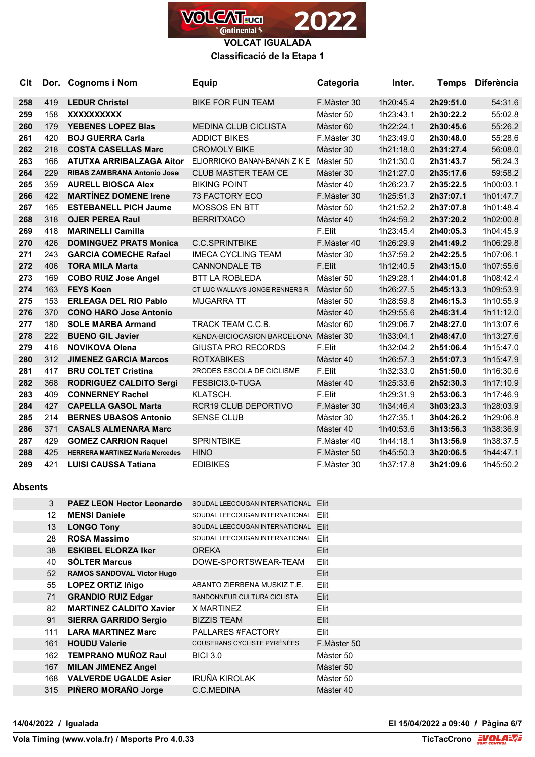# VOLCAT IGUALADA

## Classificació de la Etapa 1

| Clt | Dor. | Cognoms i Nom | Equip | Categoria | Inter. | Temps | Diferència |
|---|---|---|---|---|---|---|---|
| **258** | 419 | **LEDUR Christel** | BIKE FOR FUN TEAM | F.Màster 30 | 1h20:45.4 | **2h29:51.0** | 54:31.6 |
| **259** | 158 | **XXXXXXXXX** | | Màster 50 | 1h23:43.1 | **2h30:22.2** | 55:02.8 |
| **260** | 179 | **YEBENES LOPEZ Blas** | MEDINA CLUB CICLISTA | Màster 60 | 1h22:24.1 | **2h30:45.6** | 55:26.2 |
| **261** | 420 | **BOJ GUERRA Carla** | ADDICT BIKES | F.Màster 30 | 1h23:49.0 | **2h30:48.0** | 55:28.6 |
| **262** | 218 | **COSTA CASELLAS Marc** | CROMOLY BIKE | Màster 30 | 1h21:18.0 | **2h31:27.4** | 56:08.0 |
| **263** | 166 | **ATUTXA ARRIBALZAGA Aitor** | ELIORRIOKO BANAN-BANAN Z K E | Màster 50 | 1h21:30.0 | **2h31:43.7** | 56:24.3 |
| **264** | 229 | **RIBAS ZAMBRANA Antonio Jose** | CLUB MASTER TEAM CE | Màster 30 | 1h21:27.0 | **2h35:17.6** | 59:58.2 |
| **265** | 359 | **AURELL BIOSCA Alex** | BIKING POINT | Màster 40 | 1h26:23.7 | **2h35:22.5** | 1h00:03.1 |
| **266** | 422 | **MARTÍNEZ DOMENE Irene** | 73 FACTORY ECO | F.Màster 30 | 1h25:51.3 | **2h37:07.1** | 1h01:47.7 |
| **267** | 165 | **ESTEBANELL PICH Jaume** | MOSSOS EN BTT | Màster 50 | 1h21:52.2 | **2h37:07.8** | 1h01:48.4 |
| **268** | 318 | **OJER PEREA Raul** | BERRITXACO | Màster 40 | 1h24:59.2 | **2h37:20.2** | 1h02:00.8 |
| **269** | 418 | **MARINELLI Camilla** | | F.Elit | 1h23:45.4 | **2h40:05.3** | 1h04:45.9 |
| **270** | 426 | **DOMINGUEZ PRATS Monica** | C.C.SPRINTBIKE | F.Màster 40 | 1h26:29.9 | **2h41:49.2** | 1h06:29.8 |
| **271** | 243 | **GARCIA COMECHE Rafael** | IMECA CYCLING TEAM | Màster 30 | 1h37:59.2 | **2h42:25.5** | 1h07:06.1 |
| **272** | 406 | **TORA MILA Marta** | CANNONDALE TB | F.Elit | 1h12:40.5 | **2h43:15.0** | 1h07:55.6 |
| **273** | 169 | **COBO RUIZ Jose Angel** | BTT LA ROBLEDA | Màster 50 | 1h29:28.1 | **2h44:01.8** | 1h08:42.4 |
| **274** | 163 | **FEYS Koen** | CT LUC WALLAYS JONGE RENNERS R | Màster 50 | 1h26:27.5 | **2h45:13.3** | 1h09:53.9 |
| **275** | 153 | **ERLEAGA DEL RIO Pablo** | MUGARRA TT | Màster 50 | 1h28:59.8 | **2h46:15.3** | 1h10:55.9 |
| **276** | 370 | **CONO HARO Jose Antonio** | | Màster 40 | 1h29:55.6 | **2h46:31.4** | 1h11:12.0 |
| **277** | 180 | **SOLE MARBA Armand** | TRACK TEAM C.C.B. | Màster 60 | 1h29:06.7 | **2h48:27.0** | 1h13:07.6 |
| **278** | 222 | **BUENO GIL Javier** | KENDA-BICIOCASION BARCELONA | Màster 30 | 1h33:04.1 | **2h48:47.0** | 1h13:27.6 |
| **279** | 416 | **NOVIKOVA Olena** | GIUSTA PRO RECORDS | F.Elit | 1h32:04.2 | **2h51:06.4** | 1h15:47.0 |
| **280** | 312 | **JIMENEZ GARCIA Marcos** | ROTXABIKES | Màster 40 | 1h26:57.3 | **2h51:07.3** | 1h15:47.9 |
| **281** | 417 | **BRU COLTET Cristina** | 2RODES ESCOLA DE CICLISME | F.Elit | 1h32:33.0 | **2h51:50.0** | 1h16:30.6 |
| **282** | 368 | **RODRIGUEZ CALDITO Sergi** | FESBICI3.0-TUGA | Màster 40 | 1h25:33.6 | **2h52:30.3** | 1h17:10.9 |
| **283** | 409 | **CONNERNEY Rachel** | KLATSCH. | F.Elit | 1h29:31.9 | **2h53:06.3** | 1h17:46.9 |
| **284** | 427 | **CAPELLA GASOL Marta** | RCR19 CLUB DEPORTIVO | F.Màster 30 | 1h34:46.4 | **3h03:23.3** | 1h28:03.9 |
| **285** | 214 | **BERNES UBASOS Antonio** | SENSE CLUB | Màster 30 | 1h27:35.1 | **3h04:26.2** | 1h29:06.8 |
| **286** | 371 | **CASALS ALMENARA Marc** | | Màster 40 | 1h40:53.6 | **3h13:56.3** | 1h38:36.9 |
| **287** | 429 | **GOMEZ CARRION Raquel** | SPRINTBIKE | F.Màster 40 | 1h44:18.1 | **3h13:56.9** | 1h38:37.5 |
| **288** | 425 | **HERRERA MARTINEZ Maria Mercedes** | HINO | F.Màster 50 | 1h45:50.3 | **3h20:06.5** | 1h44:47.1 |
| **289** | 421 | **LUISI CAUSSA Tatiana** | EDIBIKES | F.Màster 30 | 1h37:17.8 | **3h21:09.6** | 1h45:50.2 |

### Absents

| Dor. | Cognoms i Nom | Equip | Categoria |
|---|---|---|---|
| 3 | **PAEZ LEON Hector Leonardo** | SOUDAL LEECOUGAN INTERNATIONAL | Elit |
| 12 | **MENSI Daniele** | SOUDAL LEECOUGAN INTERNATIONAL | Elit |
| 13 | **LONGO Tony** | SOUDAL LEECOUGAN INTERNATIONAL | Elit |
| 28 | **ROSA Massimo** | SOUDAL LEECOUGAN INTERNATIONAL | Elit |
| 38 | **ESKIBEL ELORZA Iker** | OREKA | Elit |
| 40 | **SÖLTER Marcus** | DOWE-SPORTSWEAR-TEAM | Elit |
| 52 | **RAMOS SANDOVAL Victor Hugo** | | Elit |
| 55 | **LOPEZ ORTIZ Iñigo** | ABANTO ZIERBENA MUSKIZ T.E. | Elit |
| 71 | **GRANDIO RUIZ Edgar** | RANDONNEUR CULTURA CICLISTA | Elit |
| 82 | **MARTINEZ CALDITO Xavier** | X MARTINEZ | Elit |
| 91 | **SIERRA GARRIDO Sergio** | BIZZIS TEAM | Elit |
| 111 | **LARA MARTINEZ Marc** | PALLARES #FACTORY | Elit |
| 161 | **HOUDU Valerie** | COUSERANS CYCLISTE PYRÉNÉES | F.Màster 50 |
| 162 | **TEMPRANO MUÑOZ Raul** | BICI 3.0 | Màster 50 |
| 167 | **MILAN JIMENEZ Angel** | | Màster 50 |
| 168 | **VALVERDE UGALDE Asier** | IRUÑA KIROLAK | Màster 50 |
| 315 | **PIÑERO MORAÑO Jorge** | C.C.MEDINA | Màster 40 |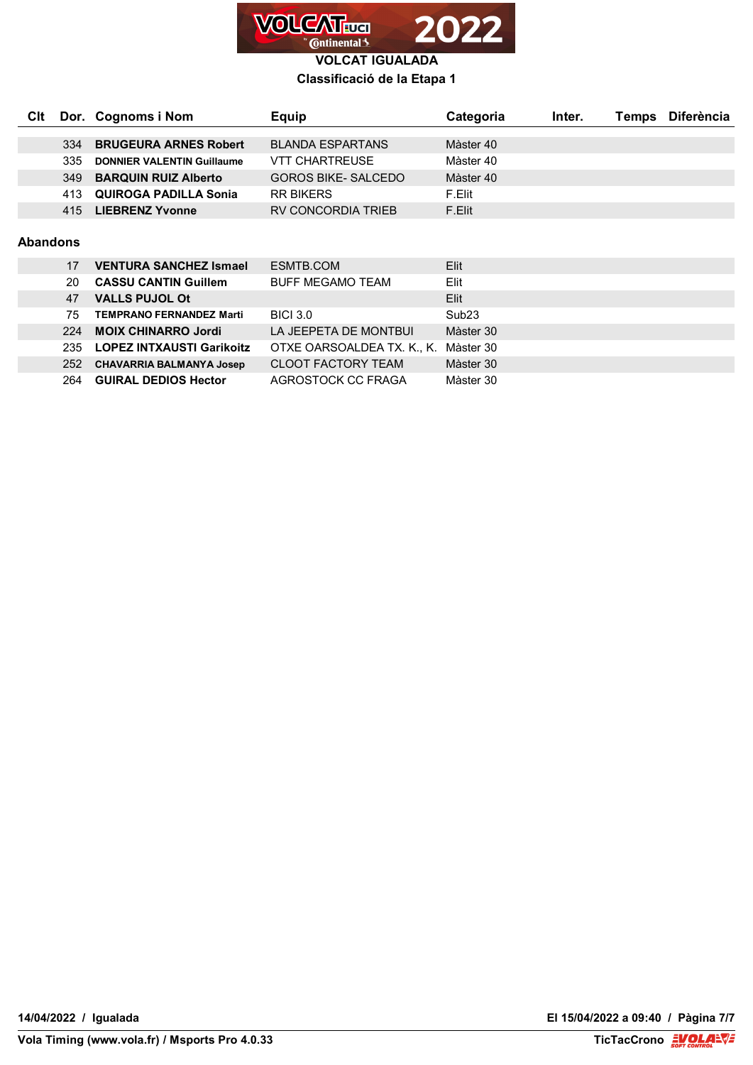VOLCAT IGUALADA

Classificació de la Etapa 1

| Clt | Dor. | Cognoms i Nom | Equip | Categoria | Inter. | Temps | Diferència |
|---|---|---|---|---|---|---|---|
| | 334 | **BRUGEURA ARNES Robert** | BLANDA ESPARTANS | Màster 40 | | | |
| | 335 | **DONNIER VALENTIN Guillaume** | VTT CHARTREUSE | Màster 40 | | | |
| | 349 | **BARQUIN RUIZ Alberto** | GOROS BIKE- SALCEDO | Màster 40 | | | |
| | 413 | **QUIROGA PADILLA Sonia** | RR BIKERS | F.Elit | | | |
| | 415 | **LIEBRENZ Yvonne** | RV CONCORDIA TRIEB | F.Elit | | | |

**Abandons**

| Clt | Dor. | Cognoms i Nom | Equip | Categoria | Inter. | Temps | Diferència |
|---|---|---|---|---|---|---|---|
| | 17 | **VENTURA SANCHEZ Ismael** | ESMTB.COM | Elit | | | |
| | 20 | **CASSU CANTIN Guillem** | BUFF MEGAMO TEAM | Elit | | | |
| | 47 | **VALLS PUJOL Ot** | | Elit | | | |
| | 75 | **TEMPRANO FERNANDEZ Marti** | BICI 3.0 | Sub23 | | | |
| | 224 | **MOIX CHINARRO Jordi** | LA JEEPETA DE MONTBUI | Màster 30 | | | |
| | 235 | **LOPEZ INTXAUSTI Garikoitz** | OTXE OARSOALDEA TX. K., K. | Màster 30 | | | |
| | 252 | **CHAVARRIA BALMANYA Josep** | CLOOT FACTORY TEAM | Màster 30 | | | |
| | 264 | **GUIRAL DEDIOS Hector** | AGROSTOCK CC FRAGA | Màster 30 | | | |